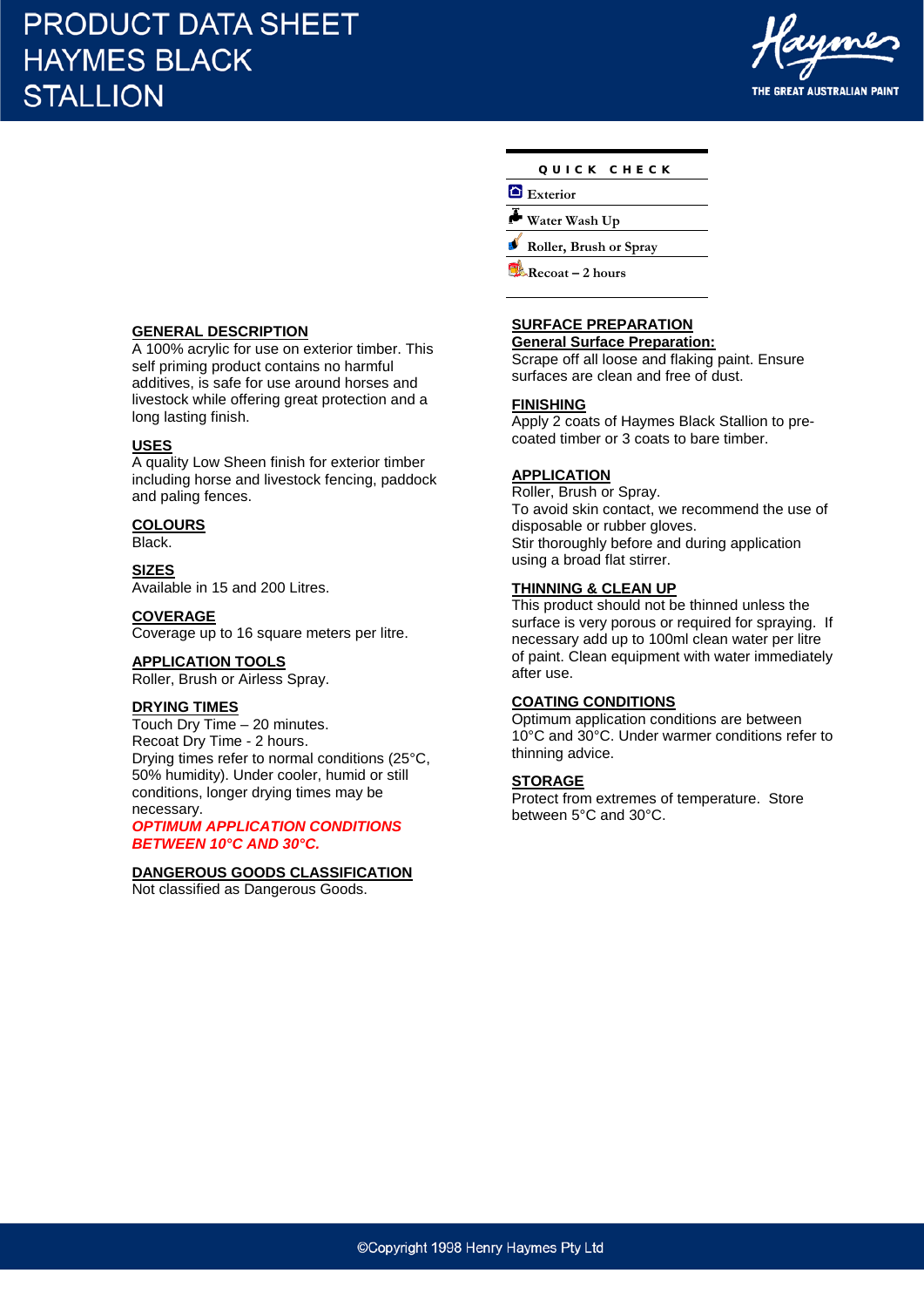# PRODUCT DATA SHEET HAYMES BLACK STALLION

Haymes
THE GREAT AUSTRALIAN PAINT

**QUICK CHECK**

- Exterior
- Water Wash Up
- Roller, Brush or Spray
- Recoat – 2 hours

## GENERAL DESCRIPTION

A 100% acrylic for use on exterior timber. This self priming product contains no harmful additives, is safe for use around horses and livestock while offering great protection and a long lasting finish.

## USES

A quality Low Sheen finish for exterior timber including horse and livestock fencing, paddock and paling fences.

## COLOURS

Black.

## SIZES

Available in 15 and 200 Litres.

## COVERAGE

Coverage up to 16 square meters per litre.

## APPLICATION TOOLS

Roller, Brush or Airless Spray.

## DRYING TIMES

Touch Dry Time – 20 minutes.
Recoat Dry Time - 2 hours.
Drying times refer to normal conditions (25°C, 50% humidity). Under cooler, humid or still conditions, longer drying times may be necessary.

***OPTIMUM APPLICATION CONDITIONS BETWEEN 10°C AND 30°C.***

## DANGEROUS GOODS CLASSIFICATION

Not classified as Dangerous Goods.

## SURFACE PREPARATION

**General Surface Preparation:**

Scrape off all loose and flaking paint. Ensure surfaces are clean and free of dust.

## FINISHING

Apply 2 coats of Haymes Black Stallion to pre-coated timber or 3 coats to bare timber.

## APPLICATION

Roller, Brush or Spray.
To avoid skin contact, we recommend the use of disposable or rubber gloves.
Stir thoroughly before and during application using a broad flat stirrer.

## THINNING & CLEAN UP

This product should not be thinned unless the surface is very porous or required for spraying. If necessary add up to 100ml clean water per litre of paint. Clean equipment with water immediately after use.

## COATING CONDITIONS

Optimum application conditions are between 10°C and 30°C. Under warmer conditions refer to thinning advice.

## STORAGE

Protect from extremes of temperature. Store between 5°C and 30°C.

©Copyright 1998 Henry Haymes Pty Ltd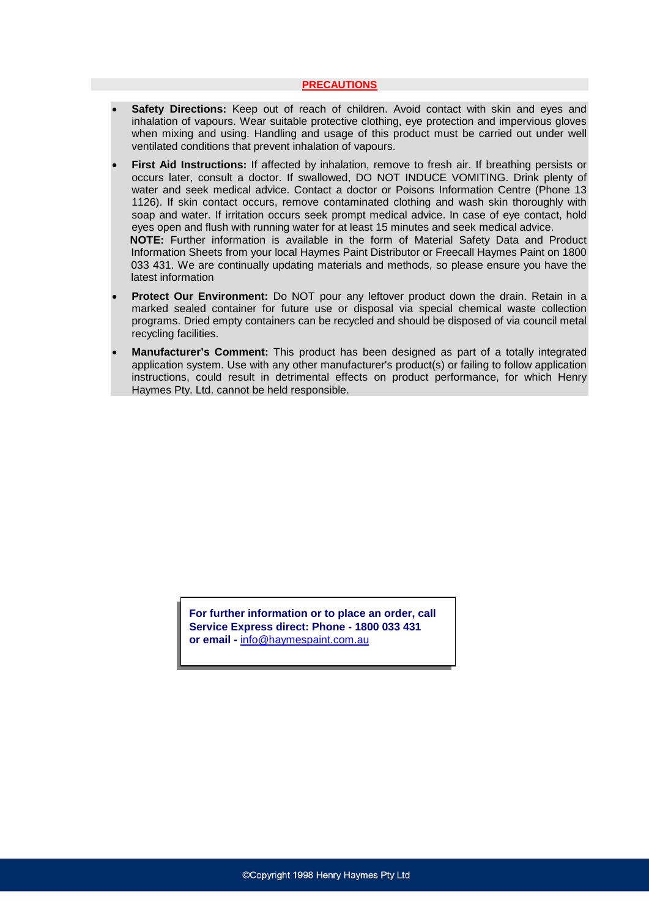## PRECAUTIONS

- **Safety Directions:** Keep out of reach of children. Avoid contact with skin and eyes and inhalation of vapours. Wear suitable protective clothing, eye protection and impervious gloves when mixing and using. Handling and usage of this product must be carried out under well ventilated conditions that prevent inhalation of vapours.
- **First Aid Instructions:** If affected by inhalation, remove to fresh air. If breathing persists or occurs later, consult a doctor. If swallowed, DO NOT INDUCE VOMITING. Drink plenty of water and seek medical advice. Contact a doctor or Poisons Information Centre (Phone 13 1126). If skin contact occurs, remove contaminated clothing and wash skin thoroughly with soap and water. If irritation occurs seek prompt medical advice. In case of eye contact, hold eyes open and flush with running water for at least 15 minutes and seek medical advice.
  **NOTE:** Further information is available in the form of Material Safety Data and Product Information Sheets from your local Haymes Paint Distributor or Freecall Haymes Paint on 1800 033 431. We are continually updating materials and methods, so please ensure you have the latest information
- **Protect Our Environment:** Do NOT pour any leftover product down the drain. Retain in a marked sealed container for future use or disposal via special chemical waste collection programs. Dried empty containers can be recycled and should be disposed of via council metal recycling facilities.
- **Manufacturer's Comment:** This product has been designed as part of a totally integrated application system. Use with any other manufacturer's product(s) or failing to follow application instructions, could result in detrimental effects on product performance, for which Henry Haymes Pty. Ltd. cannot be held responsible.

**For further information or to place an order, call Service Express direct: Phone - 1800 033 431 or email -** info@haymespaint.com.au

©Copyright 1998 Henry Haymes Pty Ltd